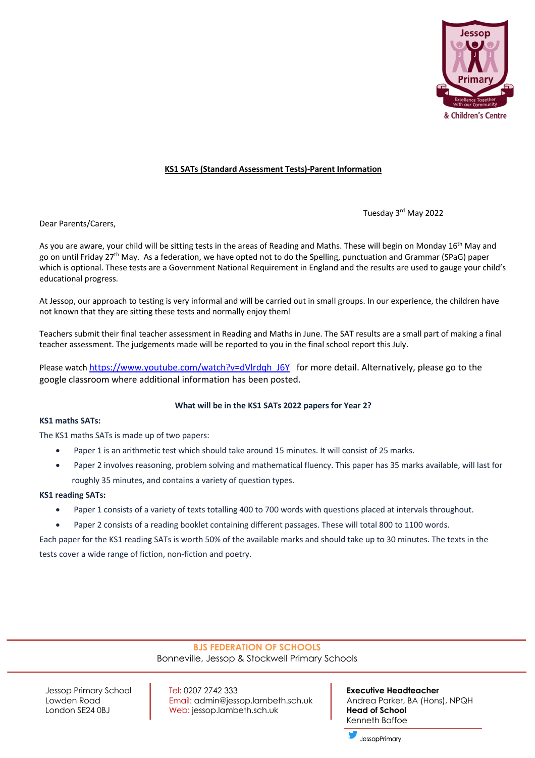# KS1 SATs (Standard Assessment Tests)-Parent Information

Tuesday 3rd May 2022

Dear Parents/Carers,

As you are aware, your child will be sitting tests in the areas of Reading and Maths. These will begin on Monday 16th May and go on until Friday 27th May. As a federation, we have opted not to do the Spelling, punctuation and Grammar (SPaG) paper which is optional. These tests are a Government National Requirement in England and the results are used to gauge your child's educational progress.

At Jessop, our approach to testing is very informal and will be carried out in small groups. In our experience, the children have not known that they are sitting these tests and normally enjoy them!

Teachers submit their final teacher assessment in Reading and Maths in June. The SAT results are a small part of making a final teacher assessment. The judgements made will be reported to you in the final school report this July.

Please watch https://www.youtube.com/watch?v=dVlrdqh_J6Y for more detail. Alternatively, please go to the google classroom where additional information has been posted.

## What will be in the KS1 SATs 2022 papers for Year 2?

**KS1 maths SATs:**

The KS1 maths SATs is made up of two papers:

- Paper 1 is an arithmetic test which should take around 15 minutes. It will consist of 25 marks.
- Paper 2 involves reasoning, problem solving and mathematical fluency. This paper has 35 marks available, will last for roughly 35 minutes, and contains a variety of question types.

**KS1 reading SATs:**

- Paper 1 consists of a variety of texts totalling 400 to 700 words with questions placed at intervals throughout.
- Paper 2 consists of a reading booklet containing different passages. These will total 800 to 1100 words.

Each paper for the KS1 reading SATs is worth 50% of the available marks and should take up to 30 minutes. The texts in the tests cover a wide range of fiction, non-fiction and poetry.

**BJS FEDERATION OF SCHOOLS**
Bonneville, Jessop & Stockwell Primary Schools

Jessop Primary School
Lowden Road
London SE24 0BJ

Tel: 0207 2742 333
Email: admin@jessop.lambeth.sch.uk
Web: jessop.lambeth.sch.uk

**Executive Headteacher**
Andrea Parker, BA (Hons), NPQH
**Head of School**
Kenneth Baffoe

JessopPrimary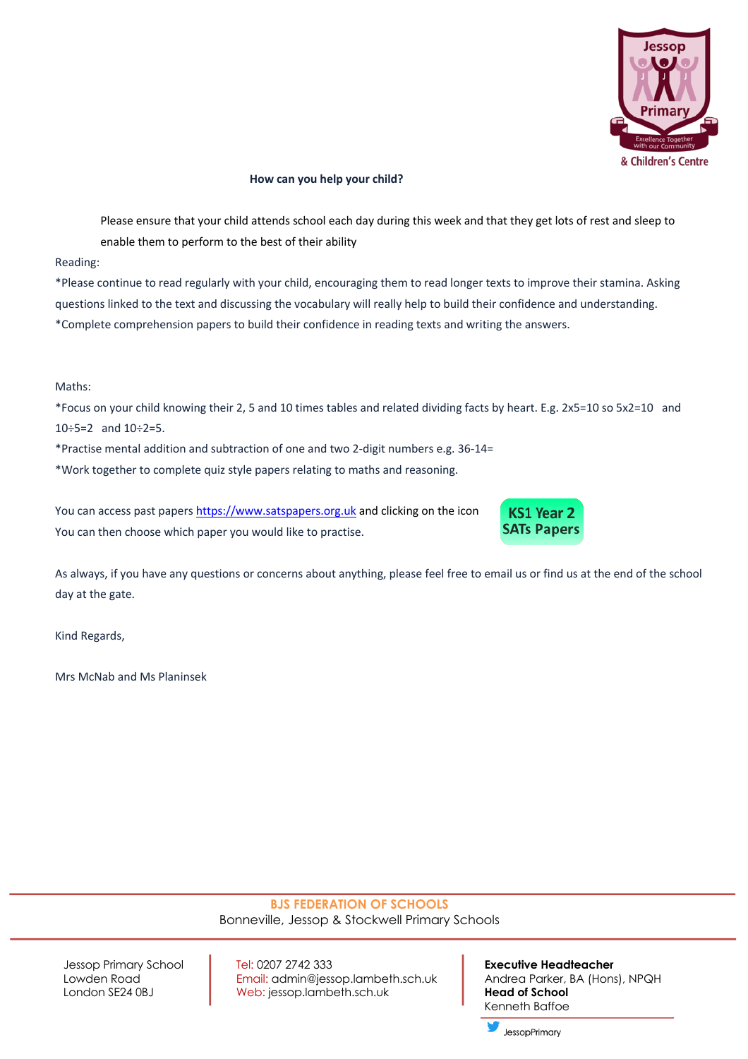**How can you help your child?**

Please ensure that your child attends school each day during this week and that they get lots of rest and sleep to enable them to perform to the best of their ability

Reading:

*Please continue to read regularly with your child, encouraging them to read longer texts to improve their stamina. Asking questions linked to the text and discussing the vocabulary will really help to build their confidence and understanding.

*Complete comprehension papers to build their confidence in reading texts and writing the answers.

Maths:

*Focus on your child knowing their 2, 5 and 10 times tables and related dividing facts by heart. E.g. 2x5=10 so 5x2=10 and 10÷5=2 and 10÷2=5.

*Practise mental addition and subtraction of one and two 2-digit numbers e.g. 36-14=

*Work together to complete quiz style papers relating to maths and reasoning.

You can access past papers https://www.satspapers.org.uk and clicking on the icon **KS1 Year 2 SATs Papers**
You can then choose which paper you would like to practise.

As always, if you have any questions or concerns about anything, please feel free to email us or find us at the end of the school day at the gate.

Kind Regards,

Mrs McNab and Ms Planinsek

BJS FEDERATION OF SCHOOLS
Bonneville, Jessop & Stockwell Primary Schools

Jessop Primary School
Lowden Road
London SE24 0BJ

Tel: 0207 2742 333
Email: admin@jessop.lambeth.sch.uk
Web: jessop.lambeth.sch.uk

**Executive Headteacher**
Andrea Parker, BA (Hons), NPQH
**Head of School**
Kenneth Baffoe

JessopPrimary